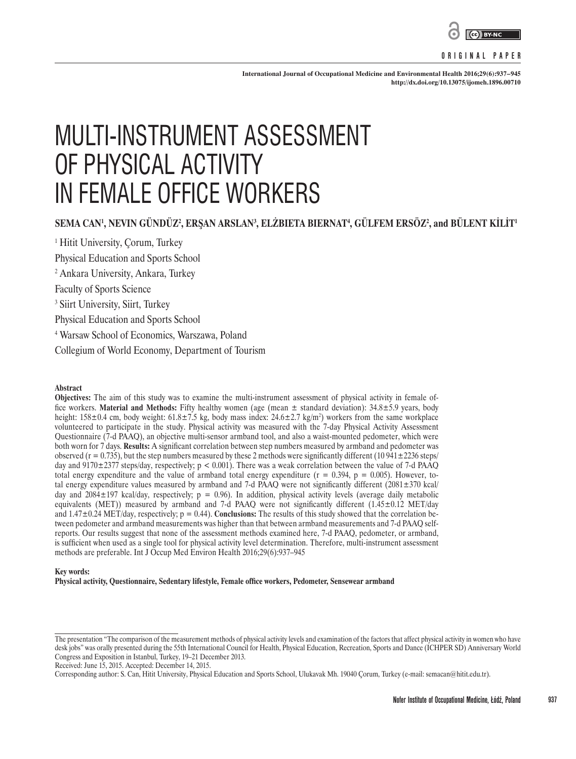ORIGINAL PAPER

International Journal of Occupational Medicine and Environmental Health 2016;29(6):937–945
http://dx.doi.org/10.13075/ijomeh.1896.00710

# MULTI-INSTRUMENT ASSESSMENT OF PHYSICAL ACTIVITY IN FEMALE OFFICE WORKERS

**SEMA CAN[1], NEVIN GÜNDÜZ[2], ERŞAN ARSLAN[3], ELŻBIETA BIERNAT[4], GÜLFEM ERSÖZ[2], and BÜLENT KİLİT[1]**

[1] Hitit University, Çorum, Turkey
Physical Education and Sports School
[2] Ankara University, Ankara, Turkey
Faculty of Sports Science
[3] Siirt University, Siirt, Turkey
Physical Education and Sports School
[4] Warsaw School of Economics, Warszawa, Poland
Collegium of World Economy, Department of Tourism

### Abstract

**Objectives:** The aim of this study was to examine the multi-instrument assessment of physical activity in female office workers. **Material and Methods:** Fifty healthy women (age (mean ± standard deviation): 34.8±5.9 years, body height: 158±0.4 cm, body weight: 61.8±7.5 kg, body mass index: 24.6±2.7 kg/m$^2$) workers from the same workplace volunteered to participate in the study. Physical activity was measured with the 7-day Physical Activity Assessment Questionnaire (7-d PAAQ), an objective multi-sensor armband tool, and also a waist-mounted pedometer, which were both worn for 7 days. **Results:** A significant correlation between step numbers measured by armband and pedometer was observed ($r = 0.735$), but the step numbers measured by these 2 methods were significantly different (10 941±2236 steps/day and 9170±2377 steps/day, respectively; $p < 0.001$). There was a weak correlation between the value of 7-d PAAQ total energy expenditure and the value of armband total energy expenditure ($r = 0.394$, $p = 0.005$). However, total energy expenditure values measured by armband and 7-d PAAQ were not significantly different (2081±370 kcal/day and 2084±197 kcal/day, respectively; $p = 0.96$). In addition, physical activity levels (average daily metabolic equivalents (MET)) measured by armband and 7-d PAAQ were not significantly different (1.45±0.12 MET/day and 1.47±0.24 MET/day, respectively; $p = 0.44$). **Conclusions:** The results of this study showed that the correlation between pedometer and armband measurements was higher than that between armband measurements and 7-d PAAQ self-reports. Our results suggest that none of the assessment methods examined here, 7-d PAAQ, pedometer, or armband, is sufficient when used as a single tool for physical activity level determination. Therefore, multi-instrument assessment methods are preferable. Int J Occup Med Environ Health 2016;29(6):937–945

**Key words:**
**Physical activity, Questionnaire, Sedentary lifestyle, Female office workers, Pedometer, Sensewear armband**

---

The presentation "The comparison of the measurement methods of physical activity levels and examination of the factors that affect physical activity in women who have desk jobs" was orally presented during the 55th International Council for Health, Physical Education, Recreation, Sports and Dance (ICHPER SD) Anniversary World Congress and Exposition in Istanbul, Turkey, 19–21 December 2013.
Received: June 15, 2015. Accepted: December 14, 2015.
Corresponding author: S. Can, Hitit University, Physical Education and Sports School, Ulukavak Mh. 19040 Çorum, Turkey (e-mail: semacan@hitit.edu.tr).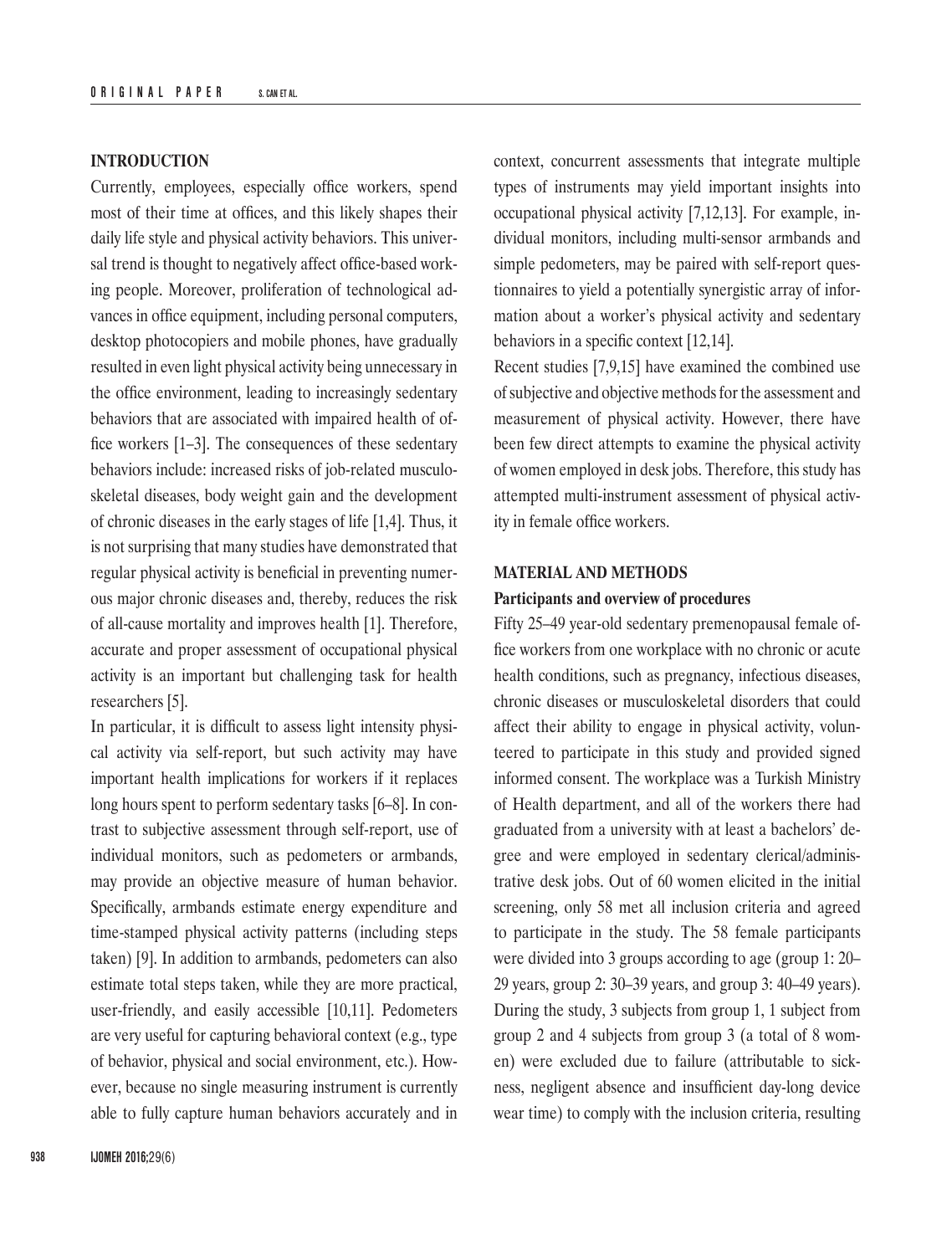## INTRODUCTION

Currently, employees, especially office workers, spend most of their time at offices, and this likely shapes their daily life style and physical activity behaviors. This universal trend is thought to negatively affect office-based working people. Moreover, proliferation of technological advances in office equipment, including personal computers, desktop photocopiers and mobile phones, have gradually resulted in even light physical activity being unnecessary in the office environment, leading to increasingly sedentary behaviors that are associated with impaired health of office workers [1–3]. The consequences of these sedentary behaviors include: increased risks of job-related musculoskeletal diseases, body weight gain and the development of chronic diseases in the early stages of life [1,4]. Thus, it is not surprising that many studies have demonstrated that regular physical activity is beneficial in preventing numerous major chronic diseases and, thereby, reduces the risk of all-cause mortality and improves health [1]. Therefore, accurate and proper assessment of occupational physical activity is an important but challenging task for health researchers [5].

In particular, it is difficult to assess light intensity physical activity via self-report, but such activity may have important health implications for workers if it replaces long hours spent to perform sedentary tasks [6–8]. In contrast to subjective assessment through self-report, use of individual monitors, such as pedometers or armbands, may provide an objective measure of human behavior. Specifically, armbands estimate energy expenditure and time-stamped physical activity patterns (including steps taken) [9]. In addition to armbands, pedometers can also estimate total steps taken, while they are more practical, user-friendly, and easily accessible [10,11]. Pedometers are very useful for capturing behavioral context (e.g., type of behavior, physical and social environment, etc.). However, because no single measuring instrument is currently able to fully capture human behaviors accurately and in context, concurrent assessments that integrate multiple types of instruments may yield important insights into occupational physical activity [7,12,13]. For example, individual monitors, including multi-sensor armbands and simple pedometers, may be paired with self-report questionnaires to yield a potentially synergistic array of information about a worker's physical activity and sedentary behaviors in a specific context [12,14].

Recent studies [7,9,15] have examined the combined use of subjective and objective methods for the assessment and measurement of physical activity. However, there have been few direct attempts to examine the physical activity of women employed in desk jobs. Therefore, this study has attempted multi-instrument assessment of physical activity in female office workers.

## MATERIAL AND METHODS

### Participants and overview of procedures

Fifty 25–49 year-old sedentary premenopausal female office workers from one workplace with no chronic or acute health conditions, such as pregnancy, infectious diseases, chronic diseases or musculoskeletal disorders that could affect their ability to engage in physical activity, volunteered to participate in this study and provided signed informed consent. The workplace was a Turkish Ministry of Health department, and all of the workers there had graduated from a university with at least a bachelors' degree and were employed in sedentary clerical/administrative desk jobs. Out of 60 women elicited in the initial screening, only 58 met all inclusion criteria and agreed to participate in the study. The 58 female participants were divided into 3 groups according to age (group 1: 20–29 years, group 2: 30–39 years, and group 3: 40–49 years). During the study, 3 subjects from group 1, 1 subject from group 2 and 4 subjects from group 3 (a total of 8 women) were excluded due to failure (attributable to sickness, negligent absence and insufficient day-long device wear time) to comply with the inclusion criteria, resulting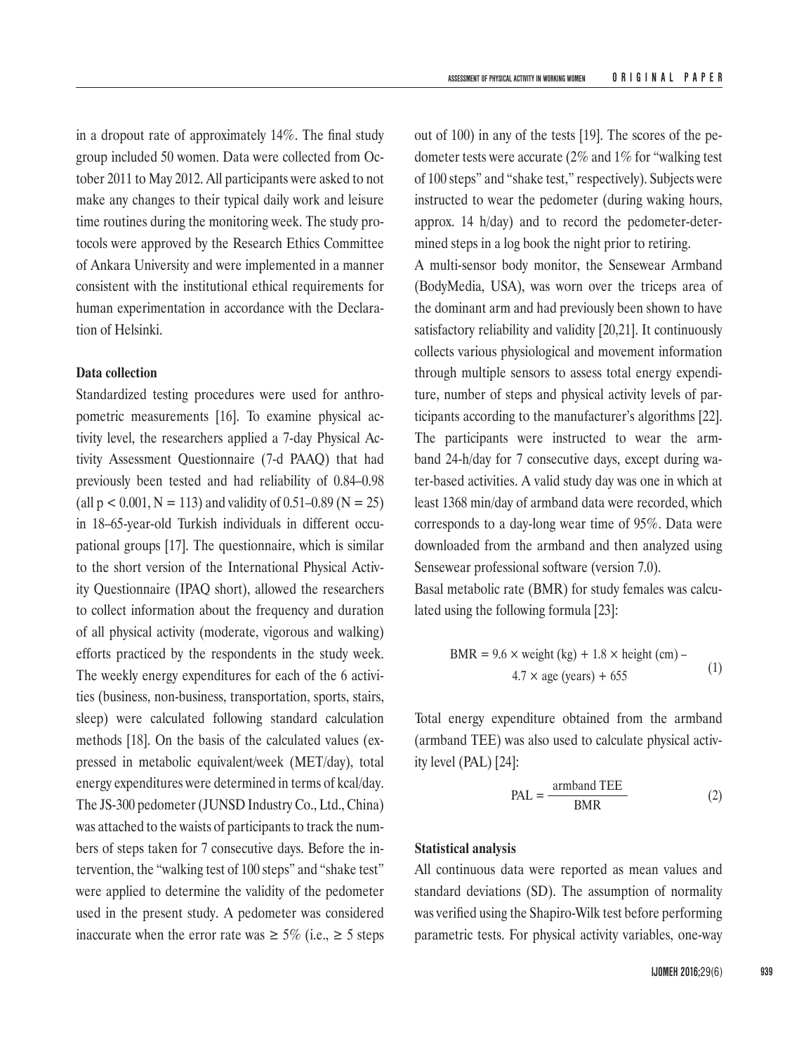in a dropout rate of approximately 14%. The final study group included 50 women. Data were collected from October 2011 to May 2012. All participants were asked to not make any changes to their typical daily work and leisure time routines during the monitoring week. The study protocols were approved by the Research Ethics Committee of Ankara University and were implemented in a manner consistent with the institutional ethical requirements for human experimentation in accordance with the Declaration of Helsinki.

**Data collection**

Standardized testing procedures were used for anthropometric measurements [16]. To examine physical activity level, the researchers applied a 7-day Physical Activity Assessment Questionnaire (7-d PAAQ) that had previously been tested and had reliability of 0.84–0.98 (all $p < 0.001$, $N = 113$) and validity of 0.51–0.89 ($N = 25$) in 18–65-year-old Turkish individuals in different occupational groups [17]. The questionnaire, which is similar to the short version of the International Physical Activity Questionnaire (IPAQ short), allowed the researchers to collect information about the frequency and duration of all physical activity (moderate, vigorous and walking) efforts practiced by the respondents in the study week. The weekly energy expenditures for each of the 6 activities (business, non-business, transportation, sports, stairs, sleep) were calculated following standard calculation methods [18]. On the basis of the calculated values (expressed in metabolic equivalent/week (MET/day), total energy expenditures were determined in terms of kcal/day. The JS-300 pedometer (JUNSD Industry Co., Ltd., China) was attached to the waists of participants to track the numbers of steps taken for 7 consecutive days. Before the intervention, the "walking test of 100 steps" and "shake test" were applied to determine the validity of the pedometer used in the present study. A pedometer was considered inaccurate when the error rate was ≥ 5% (i.e., ≥ 5 steps out of 100) in any of the tests [19]. The scores of the pedometer tests were accurate (2% and 1% for "walking test of 100 steps" and "shake test," respectively). Subjects were instructed to wear the pedometer (during waking hours, approx. 14 h/day) and to record the pedometer-determined steps in a log book the night prior to retiring.

A multi-sensor body monitor, the Sensewear Armband (BodyMedia, USA), was worn over the triceps area of the dominant arm and had previously been shown to have satisfactory reliability and validity [20,21]. It continuously collects various physiological and movement information through multiple sensors to assess total energy expenditure, number of steps and physical activity levels of participants according to the manufacturer's algorithms [22]. The participants were instructed to wear the armband 24-h/day for 7 consecutive days, except during water-based activities. A valid study day was one in which at least 1368 min/day of armband data were recorded, which corresponds to a day-long wear time of 95%. Data were downloaded from the armband and then analyzed using Sensewear professional software (version 7.0).

Basal metabolic rate (BMR) for study females was calculated using the following formula [23]:

$$\text{BMR} = 9.6 \times \text{weight (kg)} + 1.8 \times \text{height (cm)} - 4.7 \times \text{age (years)} + 655 \qquad (1)$$

Total energy expenditure obtained from the armband (armband TEE) was also used to calculate physical activity level (PAL) [24]:

$$\text{PAL} = \frac{\text{armband TEE}}{\text{BMR}} \qquad (2)$$

**Statistical analysis**

All continuous data were reported as mean values and standard deviations (SD). The assumption of normality was verified using the Shapiro-Wilk test before performing parametric tests. For physical activity variables, one-way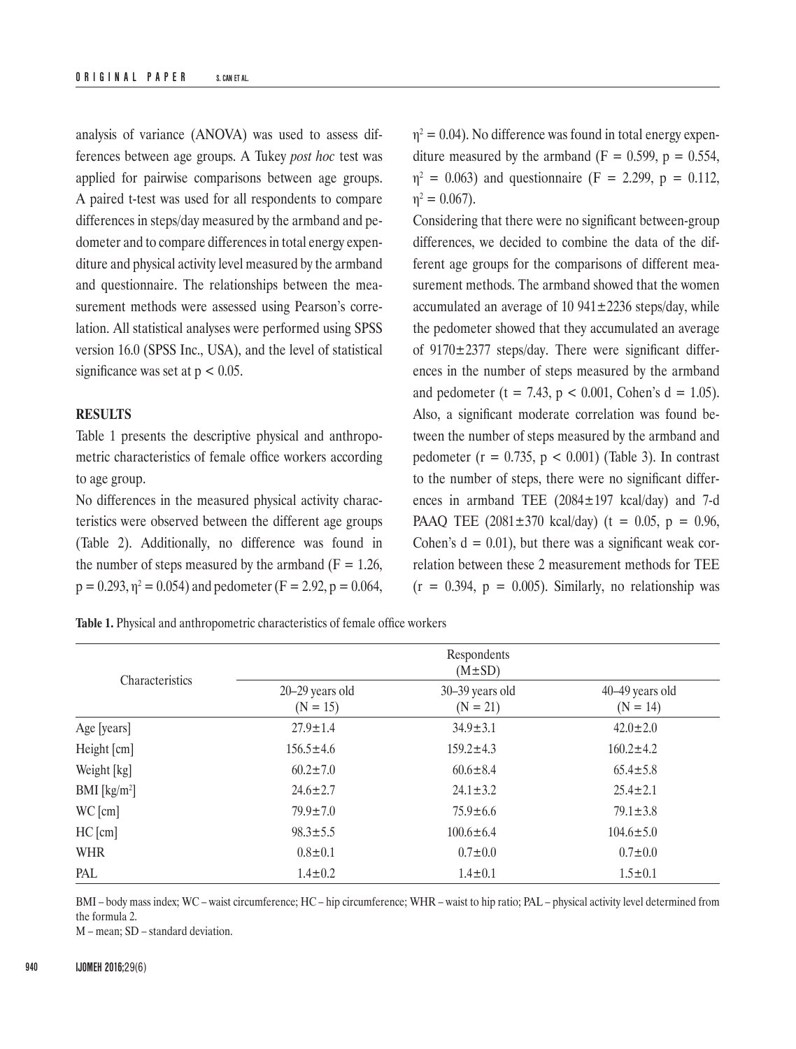analysis of variance (ANOVA) was used to assess differences between age groups. A Tukey *post hoc* test was applied for pairwise comparisons between age groups. A paired t-test was used for all respondents to compare differences in steps/day measured by the armband and pedometer and to compare differences in total energy expenditure and physical activity level measured by the armband and questionnaire. The relationships between the measurement methods were assessed using Pearson's correlation. All statistical analyses were performed using SPSS version 16.0 (SPSS Inc., USA), and the level of statistical significance was set at $p < 0.05$.

## RESULTS

Table 1 presents the descriptive physical and anthropometric characteristics of female office workers according to age group.

No differences in the measured physical activity characteristics were observed between the different age groups (Table 2). Additionally, no difference was found in the number of steps measured by the armband ($F = 1.26$, $p = 0.293$, $\eta^2 = 0.054$) and pedometer ($F = 2.92$, $p = 0.064$, $\eta^2 = 0.04$). No difference was found in total energy expenditure measured by the armband ($F = 0.599$, $p = 0.554$, $\eta^2 = 0.063$) and questionnaire ($F = 2.299$, $p = 0.112$, $\eta^2 = 0.067$).

Considering that there were no significant between-group differences, we decided to combine the data of the different age groups for the comparisons of different measurement methods. The armband showed that the women accumulated an average of 10 941±2236 steps/day, while the pedometer showed that they accumulated an average of 9170±2377 steps/day. There were significant differences in the number of steps measured by the armband and pedometer ($t = 7.43$, $p < 0.001$, Cohen's $d = 1.05$). Also, a significant moderate correlation was found between the number of steps measured by the armband and pedometer ($r = 0.735$, $p < 0.001$) (Table 3). In contrast to the number of steps, there were no significant differences in armband TEE (2084±197 kcal/day) and 7-d PAAQ TEE (2081±370 kcal/day) ($t = 0.05$, $p = 0.96$, Cohen's $d = 0.01$), but there was a significant weak correlation between these 2 measurement methods for TEE ($r = 0.394$, $p = 0.005$). Similarly, no relationship was

**Table 1.** Physical and anthropometric characteristics of female office workers

| Characteristics | Respondents (M±SD) | | |
|---|---|---|---|
| | 20–29 years old (N = 15) | 30–39 years old (N = 21) | 40–49 years old (N = 14) |
| Age [years] | 27.9±1.4 | 34.9±3.1 | 42.0±2.0 |
| Height [cm] | 156.5±4.6 | 159.2±4.3 | 160.2±4.2 |
| Weight [kg] | 60.2±7.0 | 60.6±8.4 | 65.4±5.8 |
| BMI [kg/m$^2$] | 24.6±2.7 | 24.1±3.2 | 25.4±2.1 |
| WC [cm] | 79.9±7.0 | 75.9±6.6 | 79.1±3.8 |
| HC [cm] | 98.3±5.5 | 100.6±6.4 | 104.6±5.0 |
| WHR | 0.8±0.1 | 0.7±0.0 | 0.7±0.0 |
| PAL | 1.4±0.2 | 1.4±0.1 | 1.5±0.1 |

BMI – body mass index; WC – waist circumference; HC – hip circumference; WHR – waist to hip ratio; PAL – physical activity level determined from the formula 2.
M – mean; SD – standard deviation.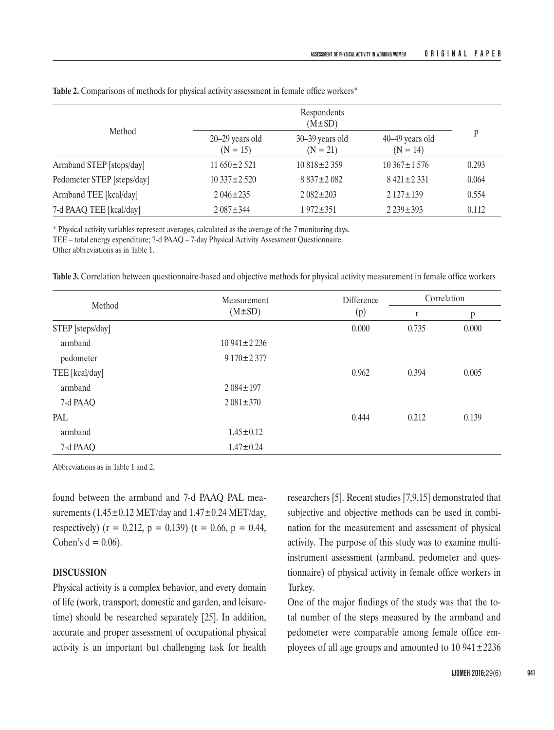**Table 2.** Comparisons of methods for physical activity assessment in female office workers*

| Method | Respondents (M±SD) | | | p |
|---|---|---|---|---|
| | 20–29 years old (N = 15) | 30–39 years old (N = 21) | 40–49 years old (N = 14) | |
| Armband STEP [steps/day] | 11 650±2 521 | 10 818±2 359 | 10 367±1 576 | 0.293 |
| Pedometer STEP [steps/day] | 10 337±2 520 | 8 837±2 082 | 8 421±2 331 | 0.064 |
| Armband TEE [kcal/day] | 2 046±235 | 2 082±203 | 2 127±139 | 0.554 |
| 7-d PAAQ TEE [kcal/day] | 2 087±344 | 1 972±351 | 2 239±393 | 0.112 |

* Physical activity variables represent averages, calculated as the average of the 7 monitoring days.
TEE – total energy expenditure; 7-d PAAQ – 7-day Physical Activity Assessment Questionnaire.
Other abbreviations as in Table 1.

**Table 3.** Correlation between questionnaire-based and objective methods for physical activity measurement in female office workers

| Method | Measurement (M±SD) | Difference (p) | Correlation | |
|---|---|---|---|---|
| | | | r | p |
| STEP [steps/day] | | 0.000 | 0.735 | 0.000 |
| armband | 10 941±2 236 | | | |
| pedometer | 9 170±2 377 | | | |
| TEE [kcal/day] | | 0.962 | 0.394 | 0.005 |
| armband | 2 084±197 | | | |
| 7-d PAAQ | 2 081±370 | | | |
| PAL | | 0.444 | 0.212 | 0.139 |
| armband | 1.45±0.12 | | | |
| 7-d PAAQ | 1.47±0.24 | | | |

Abbreviations as in Table 1 and 2.

found between the armband and 7-d PAAQ PAL measurements (1.45±0.12 MET/day and 1.47±0.24 MET/day, respectively) ($r = 0.212$, $p = 0.139$) ($t = 0.66$, $p = 0.44$, Cohen's $d = 0.06$).

## DISCUSSION

Physical activity is a complex behavior, and every domain of life (work, transport, domestic and garden, and leisure-time) should be researched separately [25]. In addition, accurate and proper assessment of occupational physical activity is an important but challenging task for health researchers [5]. Recent studies [7,9,15] demonstrated that subjective and objective methods can be used in combination for the measurement and assessment of physical activity. The purpose of this study was to examine multi-instrument assessment (armband, pedometer and questionnaire) of physical activity in female office workers in Turkey.

One of the major findings of the study was that the total number of the steps measured by the armband and pedometer were comparable among female office employees of all age groups and amounted to 10 941±2236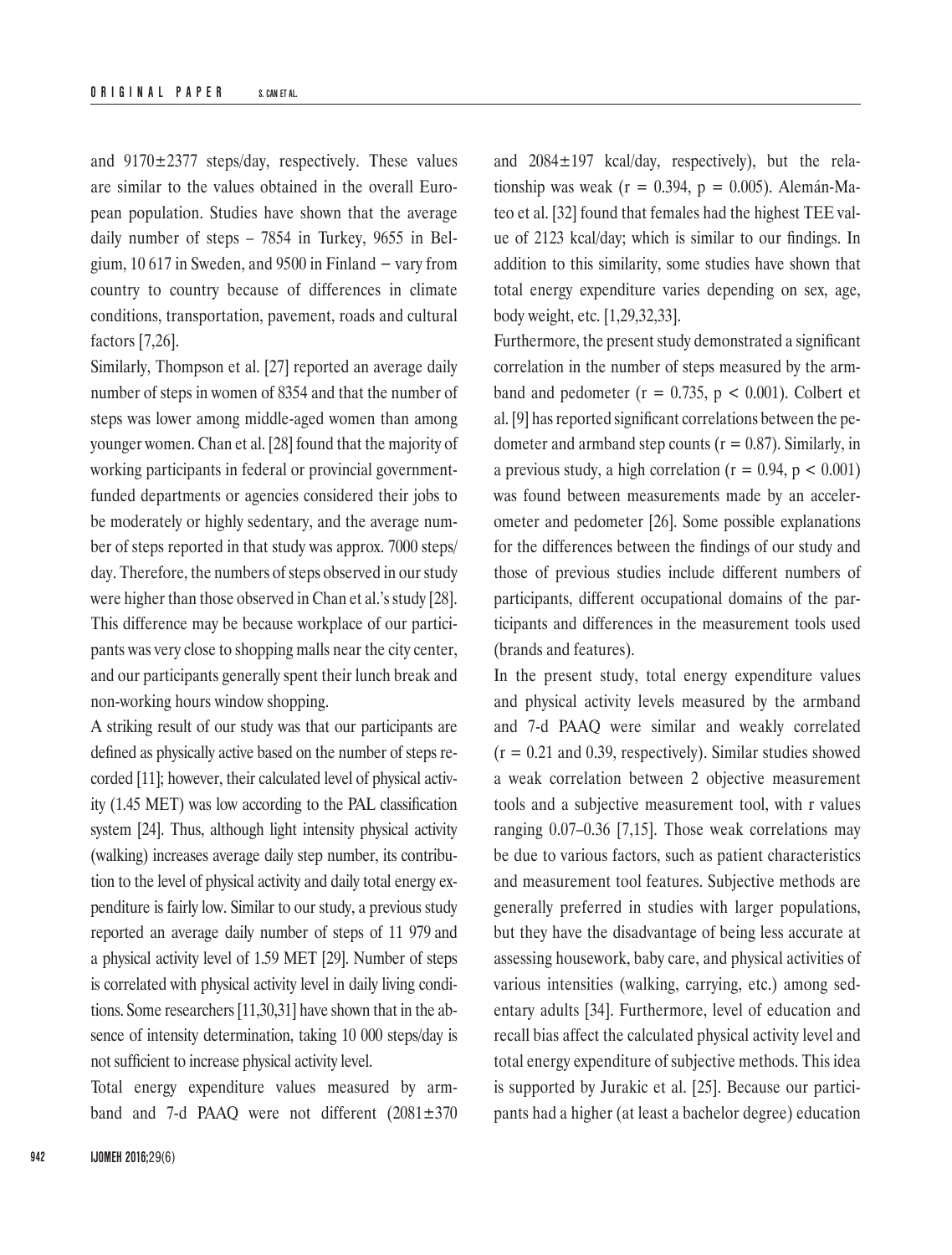and 9170±2377 steps/day, respectively. These values are similar to the values obtained in the overall European population. Studies have shown that the average daily number of steps – 7854 in Turkey, 9655 in Belgium, 10 617 in Sweden, and 9500 in Finland – vary from country to country because of differences in climate conditions, transportation, pavement, roads and cultural factors [7,26].

Similarly, Thompson et al. [27] reported an average daily number of steps in women of 8354 and that the number of steps was lower among middle-aged women than among younger women. Chan et al. [28] found that the majority of working participants in federal or provincial government-funded departments or agencies considered their jobs to be moderately or highly sedentary, and the average number of steps reported in that study was approx. 7000 steps/day. Therefore, the numbers of steps observed in our study were higher than those observed in Chan et al.'s study [28]. This difference may be because workplace of our participants was very close to shopping malls near the city center, and our participants generally spent their lunch break and non-working hours window shopping.

A striking result of our study was that our participants are defined as physically active based on the number of steps recorded [11]; however, their calculated level of physical activity (1.45 MET) was low according to the PAL classification system [24]. Thus, although light intensity physical activity (walking) increases average daily step number, its contribution to the level of physical activity and daily total energy expenditure is fairly low. Similar to our study, a previous study reported an average daily number of steps of 11 979 and a physical activity level of 1.59 MET [29]. Number of steps is correlated with physical activity level in daily living conditions. Some researchers [11,30,31] have shown that in the absence of intensity determination, taking 10 000 steps/day is not sufficient to increase physical activity level.

Total energy expenditure values measured by armband and 7-d PAAQ were not different (2081±370 and 2084±197 kcal/day, respectively), but the relationship was weak ($r = 0.394$, $p = 0.005$). Alemán-Mateo et al. [32] found that females had the highest TEE value of 2123 kcal/day; which is similar to our findings. In addition to this similarity, some studies have shown that total energy expenditure varies depending on sex, age, body weight, etc. [1,29,32,33].

Furthermore, the present study demonstrated a significant correlation in the number of steps measured by the armband and pedometer ($r = 0.735$, $p < 0.001$). Colbert et al. [9] has reported significant correlations between the pedometer and armband step counts ($r = 0.87$). Similarly, in a previous study, a high correlation ($r = 0.94$, $p < 0.001$) was found between measurements made by an accelerometer and pedometer [26]. Some possible explanations for the differences between the findings of our study and those of previous studies include different numbers of participants, different occupational domains of the participants and differences in the measurement tools used (brands and features).

In the present study, total energy expenditure values and physical activity levels measured by the armband and 7-d PAAQ were similar and weakly correlated ($r = 0.21$ and 0.39, respectively). Similar studies showed a weak correlation between 2 objective measurement tools and a subjective measurement tool, with r values ranging 0.07–0.36 [7,15]. Those weak correlations may be due to various factors, such as patient characteristics and measurement tool features. Subjective methods are generally preferred in studies with larger populations, but they have the disadvantage of being less accurate at assessing housework, baby care, and physical activities of various intensities (walking, carrying, etc.) among sedentary adults [34]. Furthermore, level of education and recall bias affect the calculated physical activity level and total energy expenditure of subjective methods. This idea is supported by Jurakic et al. [25]. Because our participants had a higher (at least a bachelor degree) education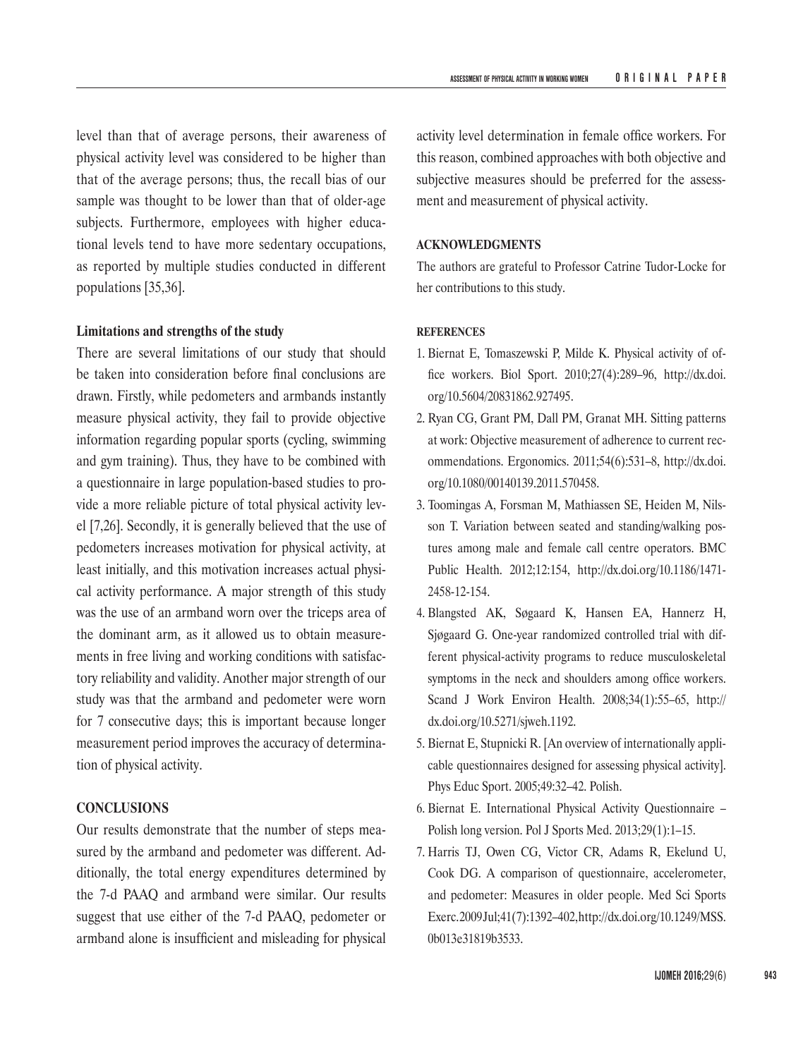level than that of average persons, their awareness of physical activity level was considered to be higher than that of the average persons; thus, the recall bias of our sample was thought to be lower than that of older-age subjects. Furthermore, employees with higher educational levels tend to have more sedentary occupations, as reported by multiple studies conducted in different populations [35,36].

### Limitations and strengths of the study

There are several limitations of our study that should be taken into consideration before final conclusions are drawn. Firstly, while pedometers and armbands instantly measure physical activity, they fail to provide objective information regarding popular sports (cycling, swimming and gym training). Thus, they have to be combined with a questionnaire in large population-based studies to provide a more reliable picture of total physical activity level [7,26]. Secondly, it is generally believed that the use of pedometers increases motivation for physical activity, at least initially, and this motivation increases actual physical activity performance. A major strength of this study was the use of an armband worn over the triceps area of the dominant arm, as it allowed us to obtain measurements in free living and working conditions with satisfactory reliability and validity. Another major strength of our study was that the armband and pedometer were worn for 7 consecutive days; this is important because longer measurement period improves the accuracy of determination of physical activity.

## CONCLUSIONS

Our results demonstrate that the number of steps measured by the armband and pedometer was different. Additionally, the total energy expenditures determined by the 7-d PAAQ and armband were similar. Our results suggest that use either of the 7-d PAAQ, pedometer or armband alone is insufficient and misleading for physical activity level determination in female office workers. For this reason, combined approaches with both objective and subjective measures should be preferred for the assessment and measurement of physical activity.

### ACKNOWLEDGMENTS

The authors are grateful to Professor Catrine Tudor-Locke for her contributions to this study.

### REFERENCES

1. Biernat E, Tomaszewski P, Milde K. Physical activity of office workers. Biol Sport. 2010;27(4):289–96, http://dx.doi.org/10.5604/20831862.927495.
2. Ryan CG, Grant PM, Dall PM, Granat MH. Sitting patterns at work: Objective measurement of adherence to current recommendations. Ergonomics. 2011;54(6):531–8, http://dx.doi.org/10.1080/00140139.2011.570458.
3. Toomingas A, Forsman M, Mathiassen SE, Heiden M, Nilsson T. Variation between seated and standing/walking postures among male and female call centre operators. BMC Public Health. 2012;12:154, http://dx.doi.org/10.1186/1471-2458-12-154.
4. Blangsted AK, Søgaard K, Hansen EA, Hannerz H, Sjøgaard G. One-year randomized controlled trial with different physical-activity programs to reduce musculoskeletal symptoms in the neck and shoulders among office workers. Scand J Work Environ Health. 2008;34(1):55–65, http://dx.doi.org/10.5271/sjweh.1192.
5. Biernat E, Stupnicki R. [An overview of internationally applicable questionnaires designed for assessing physical activity]. Phys Educ Sport. 2005;49:32–42. Polish.
6. Biernat E. International Physical Activity Questionnaire – Polish long version. Pol J Sports Med. 2013;29(1):1–15.
7. Harris TJ, Owen CG, Victor CR, Adams R, Ekelund U, Cook DG. A comparison of questionnaire, accelerometer, and pedometer: Measures in older people. Med Sci Sports Exerc. 2009 Jul;41(7):1392–402, http://dx.doi.org/10.1249/MSS.0b013e31819b3533.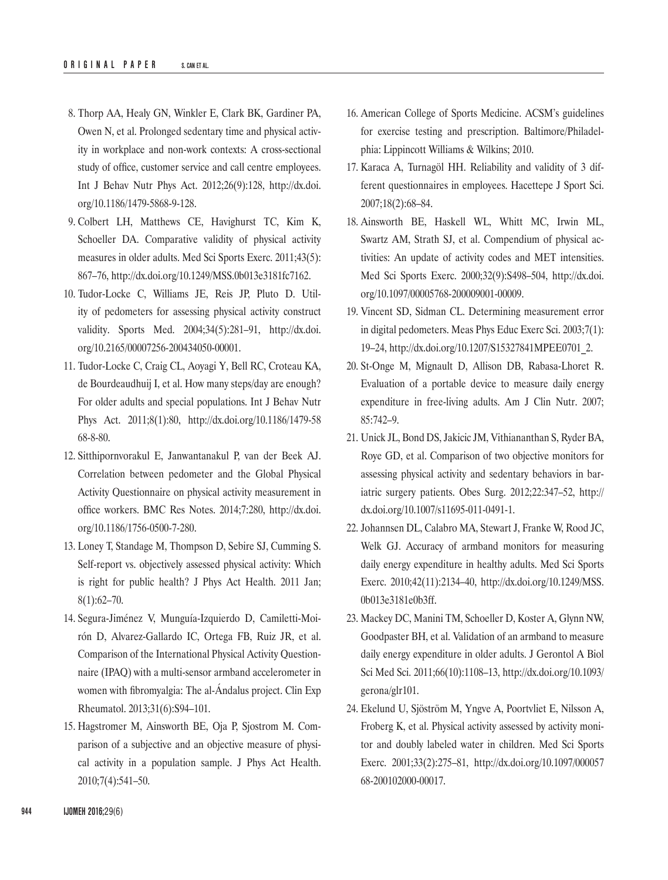8. Thorp AA, Healy GN, Winkler E, Clark BK, Gardiner PA, Owen N, et al. Prolonged sedentary time and physical activity in workplace and non-work contexts: A cross-sectional study of office, customer service and call centre employees. Int J Behav Nutr Phys Act. 2012;26(9):128, http://dx.doi.org/10.1186/1479-5868-9-128.
9. Colbert LH, Matthews CE, Havighurst TC, Kim K, Schoeller DA. Comparative validity of physical activity measures in older adults. Med Sci Sports Exerc. 2011;43(5):867–76, http://dx.doi.org/10.1249/MSS.0b013e3181fc7162.
10. Tudor-Locke C, Williams JE, Reis JP, Pluto D. Utility of pedometers for assessing physical activity construct validity. Sports Med. 2004;34(5):281–91, http://dx.doi.org/10.2165/00007256-200434050-00001.
11. Tudor-Locke C, Craig CL, Aoyagi Y, Bell RC, Croteau KA, de Bourdeaudhuij I, et al. How many steps/day are enough? For older adults and special populations. Int J Behav Nutr Phys Act. 2011;8(1):80, http://dx.doi.org/10.1186/1479-5868-8-80.
12. Sitthipornvorakul E, Janwantanakul P, van der Beek AJ. Correlation between pedometer and the Global Physical Activity Questionnaire on physical activity measurement in office workers. BMC Res Notes. 2014;7:280, http://dx.doi.org/10.1186/1756-0500-7-280.
13. Loney T, Standage M, Thompson D, Sebire SJ, Cumming S. Self-report vs. objectively assessed physical activity: Which is right for public health? J Phys Act Health. 2011 Jan;8(1):62–70.
14. Segura-Jiménez V, Munguía-Izquierdo D, Camiletti-Moirón D, Alvarez-Gallardo IC, Ortega FB, Ruiz JR, et al. Comparison of the International Physical Activity Questionnaire (IPAQ) with a multi-sensor armband accelerometer in women with fibromyalgia: The al-Ándalus project. Clin Exp Rheumatol. 2013;31(6):S94–101.
15. Hagstromer M, Ainsworth BE, Oja P, Sjostrom M. Comparison of a subjective and an objective measure of physical activity in a population sample. J Phys Act Health. 2010;7(4):541–50.
16. American College of Sports Medicine. ACSM's guidelines for exercise testing and prescription. Baltimore/Philadelphia: Lippincott Williams & Wilkins; 2010.
17. Karaca A, Turnagöl HH. Reliability and validity of 3 different questionnaires in employees. Hacettepe J Sport Sci. 2007;18(2):68–84.
18. Ainsworth BE, Haskell WL, Whitt MC, Irwin ML, Swartz AM, Strath SJ, et al. Compendium of physical activities: An update of activity codes and MET intensities. Med Sci Sports Exerc. 2000;32(9):S498–504, http://dx.doi.org/10.1097/00005768-200009001-00009.
19. Vincent SD, Sidman CL. Determining measurement error in digital pedometers. Meas Phys Educ Exerc Sci. 2003;7(1):19–24, http://dx.doi.org/10.1207/S15327841MPEE0701_2.
20. St-Onge M, Mignault D, Allison DB, Rabasa-Lhoret R. Evaluation of a portable device to measure daily energy expenditure in free-living adults. Am J Clin Nutr. 2007;85:742–9.
21. Unick JL, Bond DS, Jakicic JM, Vithiananthan S, Ryder BA, Roye GD, et al. Comparison of two objective monitors for assessing physical activity and sedentary behaviors in bariatric surgery patients. Obes Surg. 2012;22:347–52, http://dx.doi.org/10.1007/s11695-011-0491-1.
22. Johannsen DL, Calabro MA, Stewart J, Franke W, Rood JC, Welk GJ. Accuracy of armband monitors for measuring daily energy expenditure in healthy adults. Med Sci Sports Exerc. 2010;42(11):2134–40, http://dx.doi.org/10.1249/MSS.0b013e3181e0b3ff.
23. Mackey DC, Manini TM, Schoeller D, Koster A, Glynn NW, Goodpaster BH, et al. Validation of an armband to measure daily energy expenditure in older adults. J Gerontol A Biol Sci Med Sci. 2011;66(10):1108–13, http://dx.doi.org/10.1093/gerona/glr101.
24. Ekelund U, Sjöström M, Yngve A, Poortvliet E, Nilsson A, Froberg K, et al. Physical activity assessed by activity monitor and doubly labeled water in children. Med Sci Sports Exerc. 2001;33(2):275–81, http://dx.doi.org/10.1097/00005768-200102000-00017.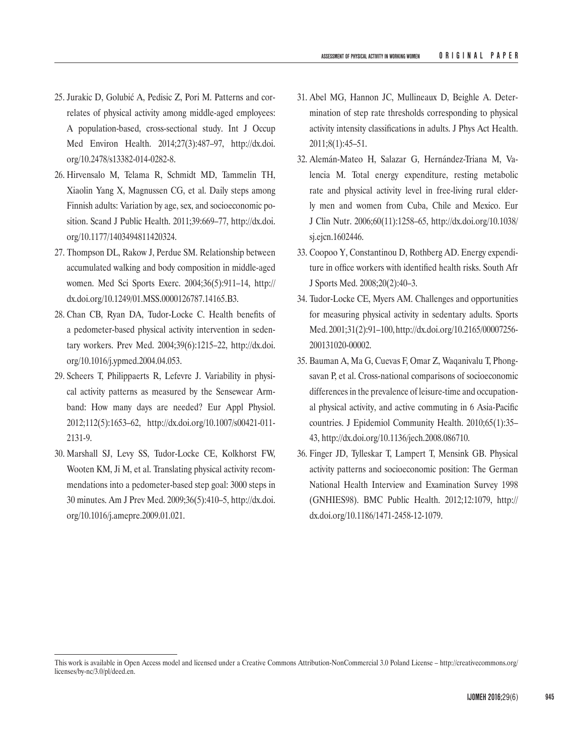25. Jurakic D, Golubić A, Pedisic Z, Pori M. Patterns and correlates of physical activity among middle-aged employees: A population-based, cross-sectional study. Int J Occup Med Environ Health. 2014;27(3):487–97, http://dx.doi.org/10.2478/s13382-014-0282-8.
26. Hirvensalo M, Telama R, Schmidt MD, Tammelin TH, Xiaolin Yang X, Magnussen CG, et al. Daily steps among Finnish adults: Variation by age, sex, and socioeconomic position. Scand J Public Health. 2011;39:669–77, http://dx.doi.org/10.1177/1403494811420324.
27. Thompson DL, Rakow J, Perdue SM. Relationship between accumulated walking and body composition in middle-aged women. Med Sci Sports Exerc. 2004;36(5):911–14, http://dx.doi.org/10.1249/01.MSS.0000126787.14165.B3.
28. Chan CB, Ryan DA, Tudor-Locke C. Health benefits of a pedometer-based physical activity intervention in sedentary workers. Prev Med. 2004;39(6):1215–22, http://dx.doi.org/10.1016/j.ypmed.2004.04.053.
29. Scheers T, Philippaerts R, Lefevre J. Variability in physical activity patterns as measured by the Sensewear Armband: How many days are needed? Eur Appl Physiol. 2012;112(5):1653–62, http://dx.doi.org/10.1007/s00421-011-2131-9.
30. Marshall SJ, Levy SS, Tudor-Locke CE, Kolkhorst FW, Wooten KM, Ji M, et al. Translating physical activity recommendations into a pedometer-based step goal: 3000 steps in 30 minutes. Am J Prev Med. 2009;36(5):410–5, http://dx.doi.org/10.1016/j.amepre.2009.01.021.
31. Abel MG, Hannon JC, Mullineaux D, Beighle A. Determination of step rate thresholds corresponding to physical activity intensity classifications in adults. J Phys Act Health. 2011;8(1):45–51.
32. Alemán-Mateo H, Salazar G, Hernández-Triana M, Valencia M. Total energy expenditure, resting metabolic rate and physical activity level in free-living rural elderly men and women from Cuba, Chile and Mexico. Eur J Clin Nutr. 2006;60(11):1258–65, http://dx.doi.org/10.1038/sj.ejcn.1602446.
33. Coopoo Y, Constantinou D, Rothberg AD. Energy expenditure in office workers with identified health risks. South Afr J Sports Med. 2008;20(2):40–3.
34. Tudor-Locke CE, Myers AM. Challenges and opportunities for measuring physical activity in sedentary adults. Sports Med. 2001;31(2):91–100, http://dx.doi.org/10.2165/00007256-200131020-00002.
35. Bauman A, Ma G, Cuevas F, Omar Z, Waqanivalu T, Phongsavan P, et al. Cross-national comparisons of socioeconomic differences in the prevalence of leisure-time and occupational physical activity, and active commuting in 6 Asia-Pacific countries. J Epidemiol Community Health. 2010;65(1):35–43, http://dx.doi.org/10.1136/jech.2008.086710.
36. Finger JD, Tylleskar T, Lampert T, Mensink GB. Physical activity patterns and socioeconomic position: The German National Health Interview and Examination Survey 1998 (GNHIES98). BMC Public Health. 2012;12:1079, http://dx.doi.org/10.1186/1471-2458-12-1079.

This work is available in Open Access model and licensed under a Creative Commons Attribution-NonCommercial 3.0 Poland License – http://creativecommons.org/licenses/by-nc/3.0/pl/deed.en.